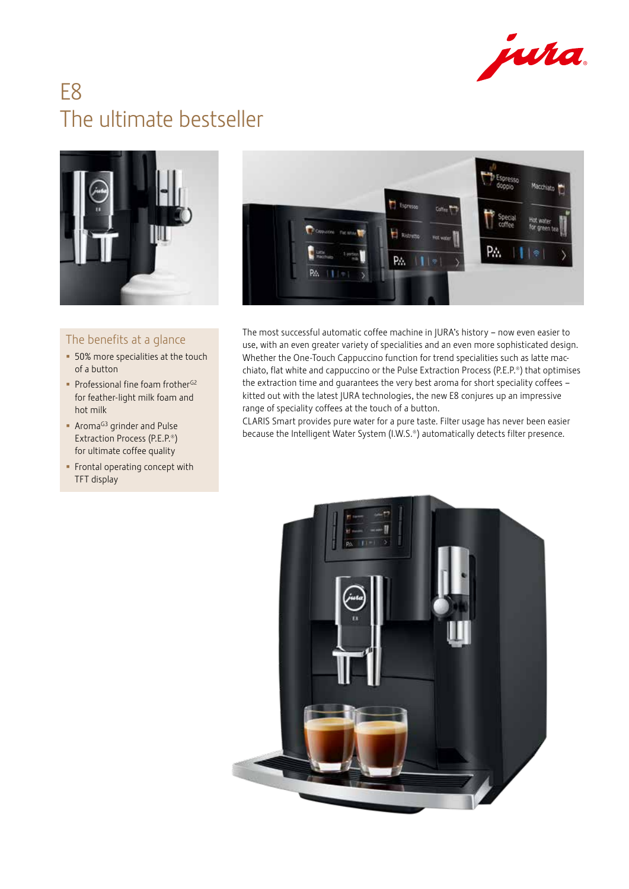# E8
## The ultimate bestseller

### The benefits at a glance

- 50% more specialities at the touch of a button
- Professional fine foam frother[G2] for feather-light milk foam and hot milk
- Aroma[G3] grinder and Pulse Extraction Process (P.E.P.®) for ultimate coffee quality
- Frontal operating concept with TFT display

The most successful automatic coffee machine in JURA's history – now even easier to use, with an even greater variety of specialities and an even more sophisticated design. Whether the One-Touch Cappuccino function for trend specialities such as latte macchiato, flat white and cappuccino or the Pulse Extraction Process (P.E.P.®) that optimises the extraction time and guarantees the very best aroma for short speciality coffees – kitted out with the latest JURA technologies, the new E8 conjures up an impressive range of speciality coffees at the touch of a button.

CLARIS Smart provides pure water for a pure taste. Filter usage has never been easier because the Intelligent Water System (I.W.S.®) automatically detects filter presence.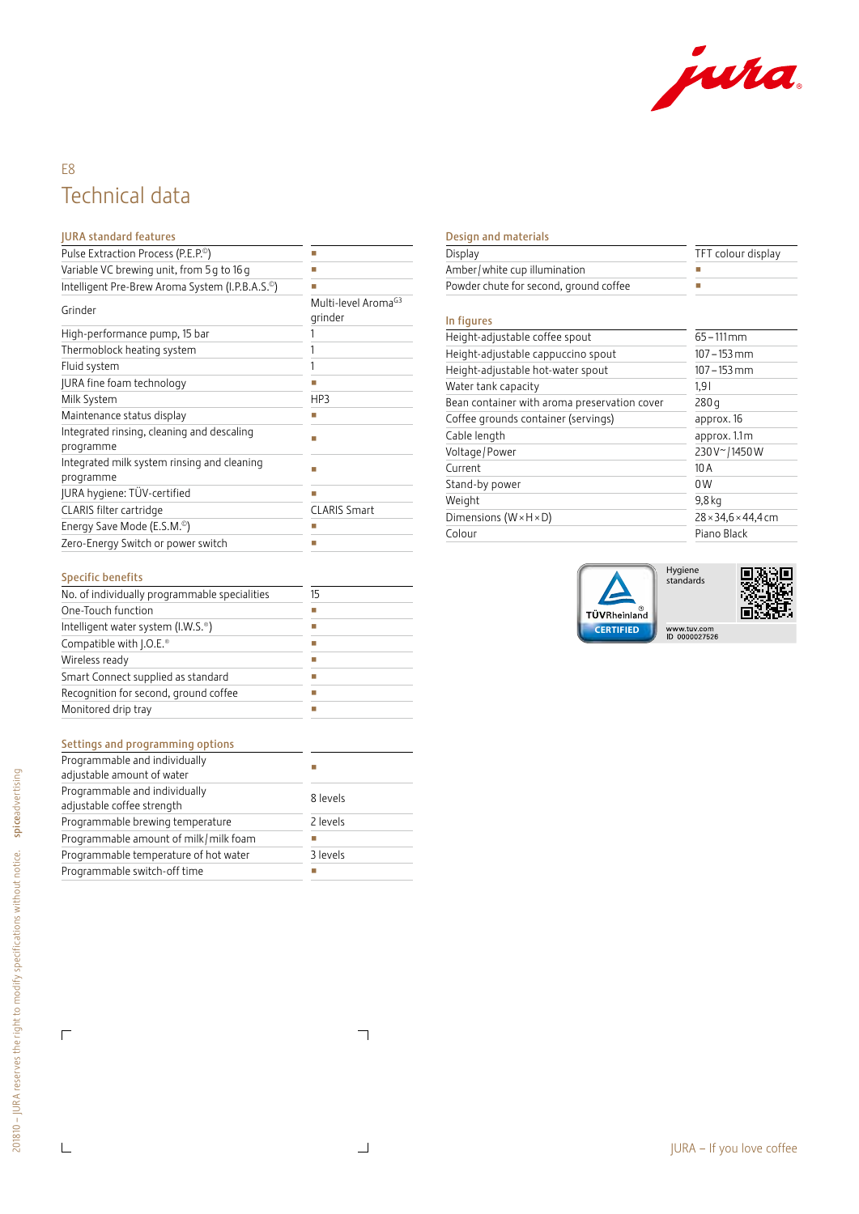E8

# Technical data

## JURA standard features

| | |
|---|---|
| Pulse Extraction Process (P.E.P.©) | ■ |
| Variable VC brewing unit, from 5 g to 16 g | ■ |
| Intelligent Pre-Brew Aroma System (I.P.B.A.S.©) | ■ |
| Grinder | Multi-level Aroma[G3] grinder |
| High-performance pump, 15 bar | 1 |
| Thermoblock heating system | 1 |
| Fluid system | 1 |
| JURA fine foam technology | ■ |
| Milk System | HP3 |
| Maintenance status display | ■ |
| Integrated rinsing, cleaning and descaling programme | ■ |
| Integrated milk system rinsing and cleaning programme | ■ |
| JURA hygiene: TÜV-certified | ■ |
| CLARIS filter cartridge | CLARIS Smart |
| Energy Save Mode (E.S.M.©) | ■ |
| Zero-Energy Switch or power switch | ■ |

## Specific benefits

| | |
|---|---|
| No. of individually programmable specialities | 15 |
| One-Touch function | ■ |
| Intelligent water system (I.W.S.®) | ■ |
| Compatible with J.O.E.® | ■ |
| Wireless ready | ■ |
| Smart Connect supplied as standard | ■ |
| Recognition for second, ground coffee | ■ |
| Monitored drip tray | ■ |

## Settings and programming options

| | |
|---|---|
| Programmable and individually adjustable amount of water | ■ |
| Programmable and individually adjustable coffee strength | 8 levels |
| Programmable brewing temperature | 2 levels |
| Programmable amount of milk / milk foam | ■ |
| Programmable temperature of hot water | 3 levels |
| Programmable switch-off time | ■ |

## Design and materials

| | |
|---|---|
| Display | TFT colour display |
| Amber / white cup illumination | ■ |
| Powder chute for second, ground coffee | ■ |

## In figures

| | |
|---|---|
| Height-adjustable coffee spout | 65 – 111 mm |
| Height-adjustable cappuccino spout | 107 – 153 mm |
| Height-adjustable hot-water spout | 107 – 153 mm |
| Water tank capacity | 1,9 l |
| Bean container with aroma preservation cover | 280 g |
| Coffee grounds container (servings) | approx. 16 |
| Cable length | approx. 1.1 m |
| Voltage / Power | 230 V~ / 1450 W |
| Current | 10 A |
| Stand-by power | 0 W |
| Weight | 9,8 kg |
| Dimensions (W × H × D) | 28 × 34,6 × 44,4 cm |
| Colour | Piano Black |

TÜVRheinland CERTIFIED
Hygiene standards
www.tuv.com
ID 0000027526

201810 – JURA reserves the right to modify specifications without notice. spiceadvertising

JURA – If you love coffee